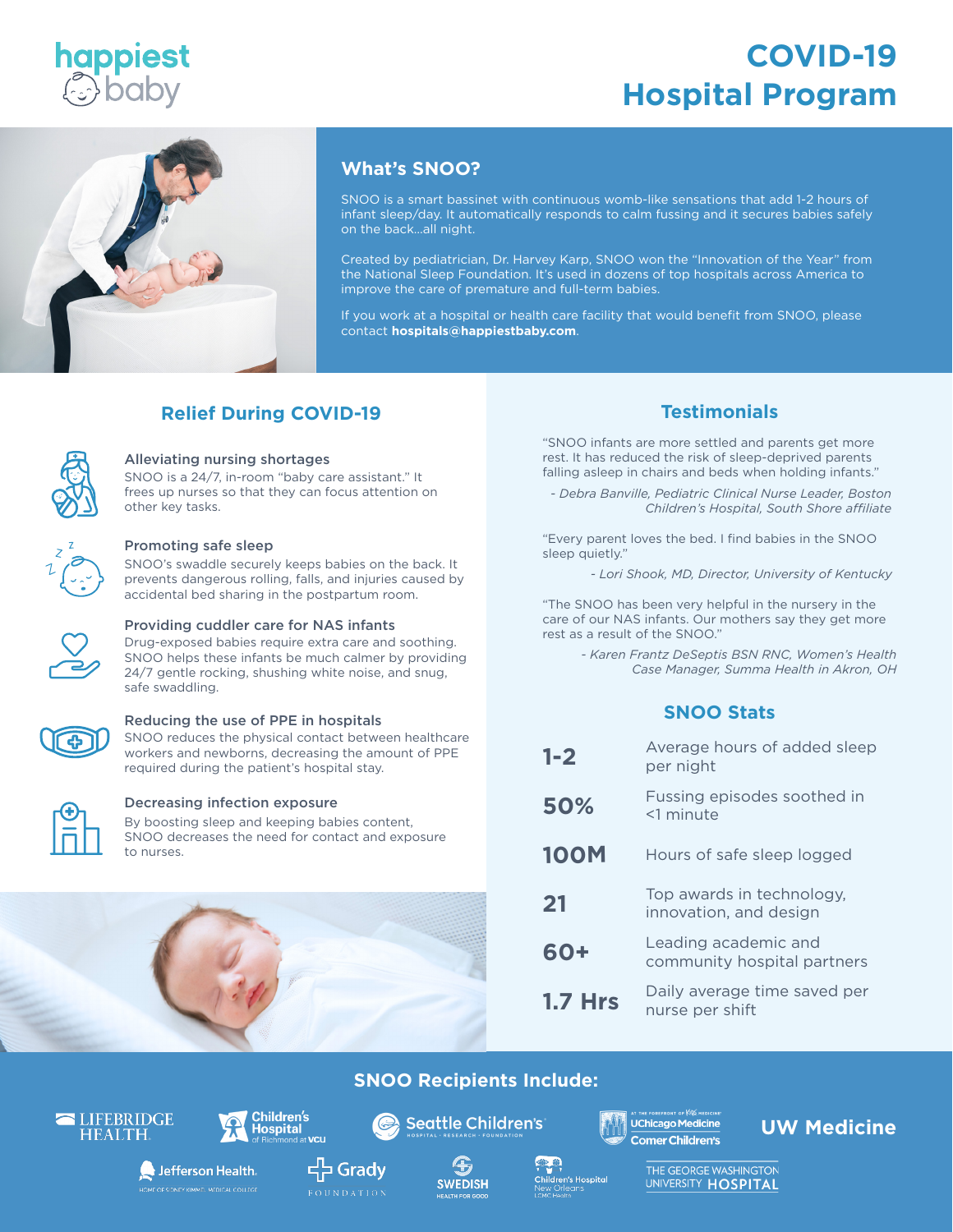happiest baby

# COVID-19 Hospital Program

## What's SNOO?

SNOO is a smart bassinet with continuous womb-like sensations that add 1-2 hours of infant sleep/day. It automatically responds to calm fussing and it secures babies safely on the back…all night.

Created by pediatrician, Dr. Harvey Karp, SNOO won the "Innovation of the Year" from the National Sleep Foundation. It's used in dozens of top hospitals across America to improve the care of premature and full-term babies.

If you work at a hospital or health care facility that would benefit from SNOO, please contact **hospitals@happiestbaby.com**.

## Relief During COVID-19

### Alleviating nursing shortages

SNOO is a 24/7, in-room "baby care assistant." It frees up nurses so that they can focus attention on other key tasks.

### Promoting safe sleep

SNOO's swaddle securely keeps babies on the back. It prevents dangerous rolling, falls, and injuries caused by accidental bed sharing in the postpartum room.

### Providing cuddler care for NAS infants

Drug-exposed babies require extra care and soothing. SNOO helps these infants be much calmer by providing 24/7 gentle rocking, shushing white noise, and snug, safe swaddling.

### Reducing the use of PPE in hospitals

SNOO reduces the physical contact between healthcare workers and newborns, decreasing the amount of PPE required during the patient's hospital stay.

### Decreasing infection exposure

By boosting sleep and keeping babies content, SNOO decreases the need for contact and exposure to nurses.

## Testimonials

"SNOO infants are more settled and parents get more rest. It has reduced the risk of sleep-deprived parents falling asleep in chairs and beds when holding infants."

*- Debra Banville, Pediatric Clinical Nurse Leader, Boston Children's Hospital, South Shore affiliate*

"Every parent loves the bed. I find babies in the SNOO sleep quietly."

*- Lori Shook, MD, Director, University of Kentucky*

"The SNOO has been very helpful in the nursery in the care of our NAS infants. Our mothers say they get more rest as a result of the SNOO."

*- Karen Frantz DeSeptis BSN RNC, Women's Health Case Manager, Summa Health in Akron, OH*

## SNOO Stats

| | |
|---|---|
| **1-2** | Average hours of added sleep per night |
| **50%** | Fussing episodes soothed in <1 minute |
| **100M** | Hours of safe sleep logged |
| **21** | Top awards in technology, innovation, and design |
| **60+** | Leading academic and community hospital partners |
| **1.7 Hrs** | Daily average time saved per nurse per shift |

## SNOO Recipients Include:

LifeBridge Health · Children's Hospital of Richmond at VCU · Seattle Children's · UChicago Medicine Comer Children's · UW Medicine · Jefferson Health · Grady Foundation · Swedish · Children's Hospital New Orleans · The George Washington University Hospital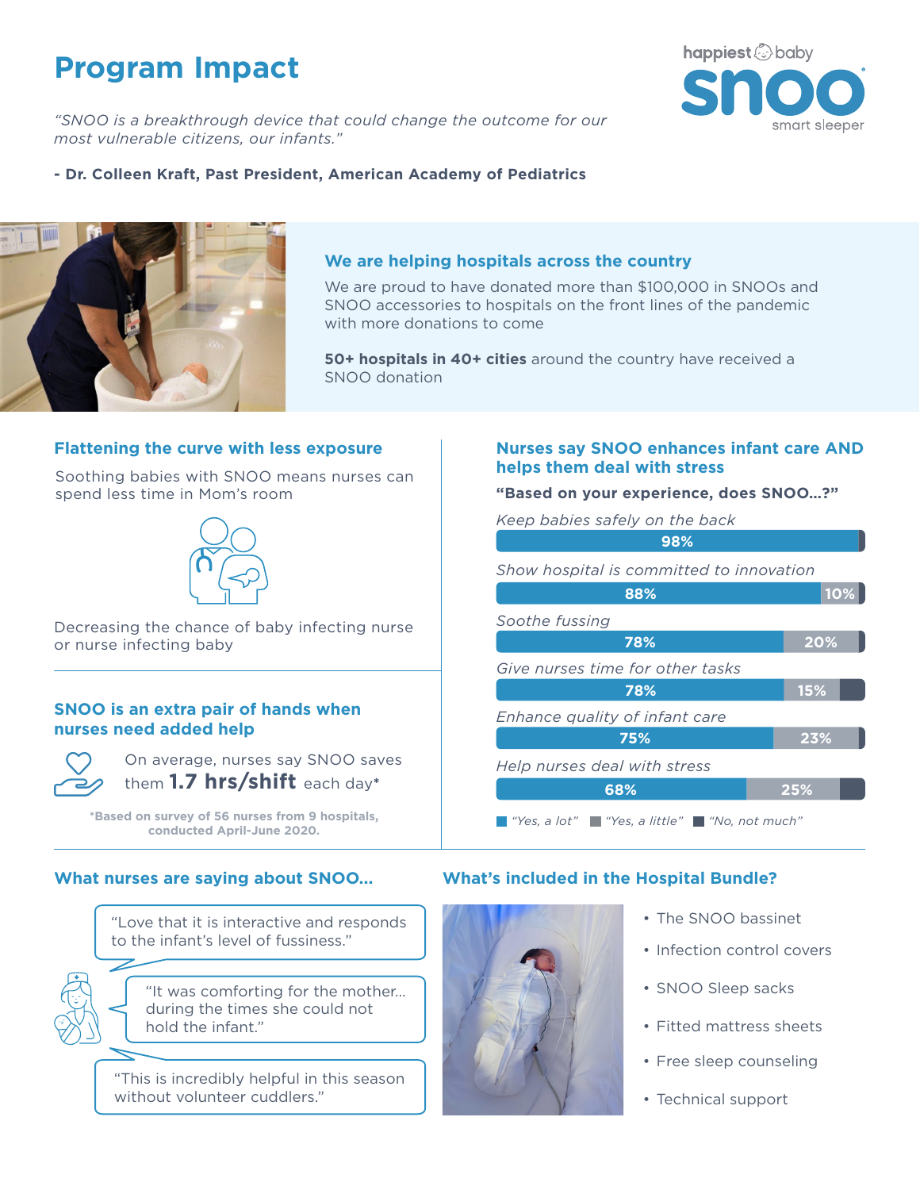# Program Impact

*"SNOO is a breakthrough device that could change the outcome for our most vulnerable citizens, our infants."*

**- Dr. Colleen Kraft, Past President, American Academy of Pediatrics**

happiest baby
snoo
smart sleeper

## We are helping hospitals across the country

We are proud to have donated more than $100,000 in SNOOs and SNOO accessories to hospitals on the front lines of the pandemic with more donations to come

**50+ hospitals in 40+ cities** around the country have received a SNOO donation

## Flattening the curve with less exposure

Soothing babies with SNOO means nurses can spend less time in Mom's room

Decreasing the chance of baby infecting nurse or nurse infecting baby

## SNOO is an extra pair of hands when nurses need added help

On average, nurses say SNOO saves them **1.7 hrs/shift** each day*

*Based on survey of 56 nurses from 9 hospitals, conducted April-June 2020.

## Nurses say SNOO enhances infant care AND helps them deal with stress

**"Based on your experience, does SNOO...?"**

*Keep babies safely on the back*
98%

*Show hospital is committed to innovation*
88%
10%

*Soothe fussing*
78%
20%

*Give nurses time for other tasks*
78%
15%

*Enhance quality of infant care*
75%
23%

*Help nurses deal with stress*
68%
25%

*"Yes, a lot"* *"Yes, a little"* *"No, not much"*

## What nurses are saying about SNOO...

"Love that it is interactive and responds to the infant's level of fussiness."

"It was comforting for the mother... during the times she could not hold the infant."

"This is incredibly helpful in this season without volunteer cuddlers."

## What's included in the Hospital Bundle?

- The SNOO bassinet
- Infection control covers
- SNOO Sleep sacks
- Fitted mattress sheets
- Free sleep counseling
- Technical support